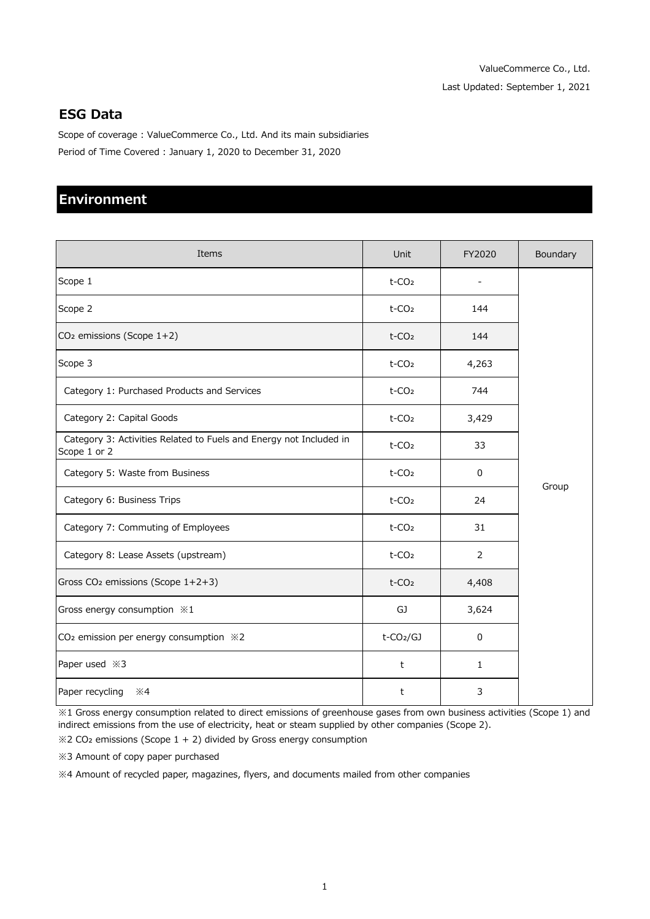ValueCommerce Co., Ltd.

Last Updated: September 1, 2021

## ESG Data

Scope of coverage : ValueCommerce Co., Ltd. And its main subsidiaries

Period of Time Covered : January 1, 2020 to December 31, 2020

# Environment

| Items | Unit | FY2020 | Boundary |
|---|---|---|---|
| Scope 1 | t-$CO_2$ | - | Group |
| Scope 2 | t-$CO_2$ | 144 | |
| $CO_2$ emissions (Scope 1+2) | t-$CO_2$ | 144 | |
| Scope 3 | t-$CO_2$ | 4,263 | |
| Category 1: Purchased Products and Services | t-$CO_2$ | 744 | |
| Category 2: Capital Goods | t-$CO_2$ | 3,429 | |
| Category 3: Activities Related to Fuels and Energy not Included in Scope 1 or 2 | t-$CO_2$ | 33 | |
| Category 5: Waste from Business | t-$CO_2$ | 0 | |
| Category 6: Business Trips | t-$CO_2$ | 24 | |
| Category 7: Commuting of Employees | t-$CO_2$ | 31 | |
| Category 8: Lease Assets (upstream) | t-$CO_2$ | 2 | |
| Gross $CO_2$ emissions (Scope 1+2+3) | t-$CO_2$ | 4,408 | |
| Gross energy consumption ※1 | GJ | 3,624 | |
| $CO_2$ emission per energy consumption ※2 | t-$CO_2$/GJ | 0 | |
| Paper used ※3 | t | 1 | |
| Paper recycling ※4 | t | 3 | |

※1 Gross energy consumption related to direct emissions of greenhouse gases from own business activities (Scope 1) and indirect emissions from the use of electricity, heat or steam supplied by other companies (Scope 2).

※2 $CO_2$ emissions (Scope 1 + 2) divided by Gross energy consumption

※3 Amount of copy paper purchased

※4 Amount of recycled paper, magazines, flyers, and documents mailed from other companies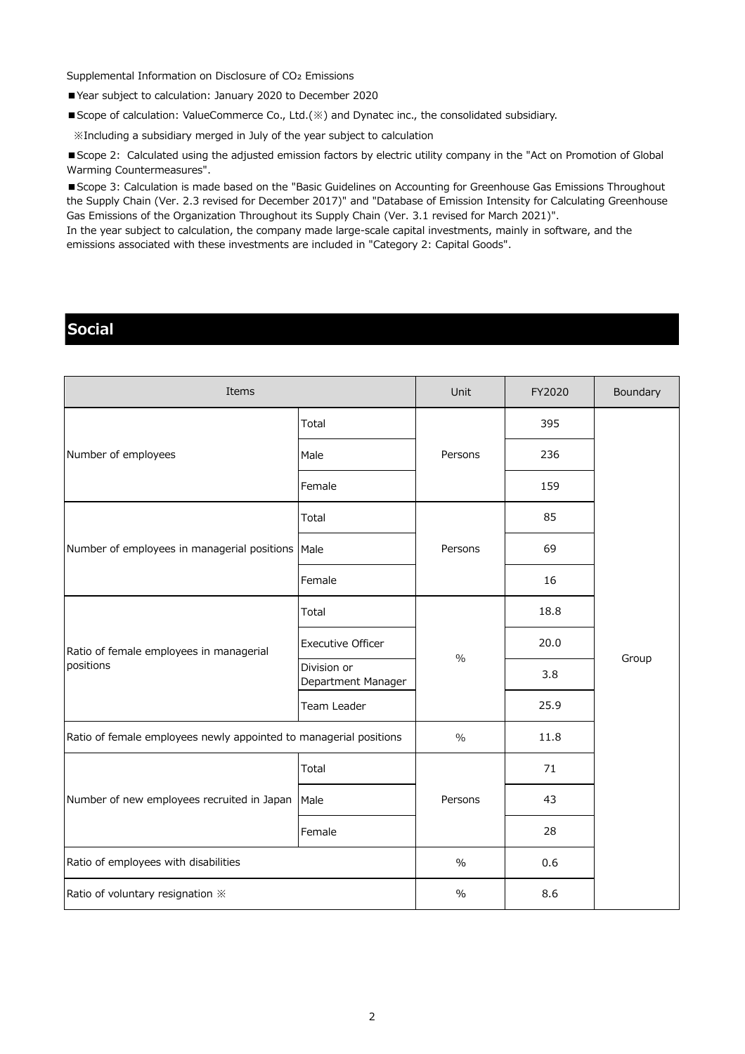Supplemental Information on Disclosure of $CO_2$ Emissions

- Year subject to calculation: January 2020 to December 2020
- Scope of calculation: ValueCommerce Co., Ltd.(※) and Dynatec inc., the consolidated subsidiary.

※Including a subsidiary merged in July of the year subject to calculation

- Scope 2: Calculated using the adjusted emission factors by electric utility company in the "Act on Promotion of Global Warming Countermeasures".
- Scope 3: Calculation is made based on the "Basic Guidelines on Accounting for Greenhouse Gas Emissions Throughout the Supply Chain (Ver. 2.3 revised for December 2017)" and "Database of Emission Intensity for Calculating Greenhouse Gas Emissions of the Organization Throughout its Supply Chain (Ver. 3.1 revised for March 2021)".

In the year subject to calculation, the company made large-scale capital investments, mainly in software, and the emissions associated with these investments are included in "Category 2: Capital Goods".

## Social

| Items | | Unit | FY2020 | Boundary |
|---|---|---|---|---|
| Number of employees | Total | Persons | 395 | Group |
| | Male | | 236 | |
| | Female | | 159 | |
| Number of employees in managerial positions | Total | Persons | 85 | |
| | Male | | 69 | |
| | Female | | 16 | |
| Ratio of female employees in managerial positions | Total | % | 18.8 | |
| | Executive Officer | | 20.0 | |
| | Division or Department Manager | | 3.8 | |
| | Team Leader | | 25.9 | |
| Ratio of female employees newly appointed to managerial positions | | % | 11.8 | |
| Number of new employees recruited in Japan | Total | Persons | 71 | |
| | Male | | 43 | |
| | Female | | 28 | |
| Ratio of employees with disabilities | | % | 0.6 | |
| Ratio of voluntary resignation ※ | | % | 8.6 | |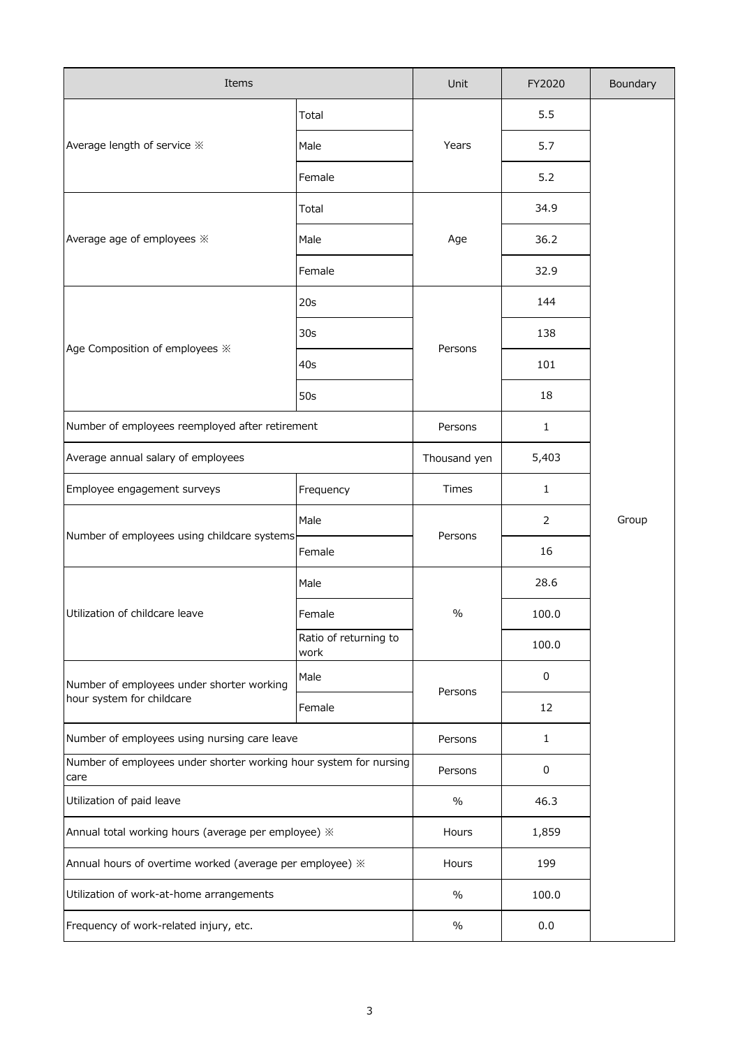| Items | | Unit | FY2020 | Boundary |
|---|---|---|---|---|
| Average length of service ※ | Total | Years | 5.5 | Group |
| | Male | | 5.7 | |
| | Female | | 5.2 | |
| Average age of employees ※ | Total | Age | 34.9 | |
| | Male | | 36.2 | |
| | Female | | 32.9 | |
| Age Composition of employees ※ | 20s | Persons | 144 | |
| | 30s | | 138 | |
| | 40s | | 101 | |
| | 50s | | 18 | |
| Number of employees reemployed after retirement | | Persons | 1 | |
| Average annual salary of employees | | Thousand yen | 5,403 | |
| Employee engagement surveys | Frequency | Times | 1 | |
| Number of employees using childcare systems | Male | Persons | 2 | |
| | Female | | 16 | |
| Utilization of childcare leave | Male | % | 28.6 | |
| | Female | | 100.0 | |
| | Ratio of returning to work | | 100.0 | |
| Number of employees under shorter working hour system for childcare | Male | Persons | 0 | |
| | Female | | 12 | |
| Number of employees using nursing care leave | | Persons | 1 | |
| Number of employees under shorter working hour system for nursing care | | Persons | 0 | |
| Utilization of paid leave | | % | 46.3 | |
| Annual total working hours (average per employee) ※ | | Hours | 1,859 | |
| Annual hours of overtime worked (average per employee) ※ | | Hours | 199 | |
| Utilization of work-at-home arrangements | | % | 100.0 | |
| Frequency of work-related injury, etc. | | % | 0.0 | |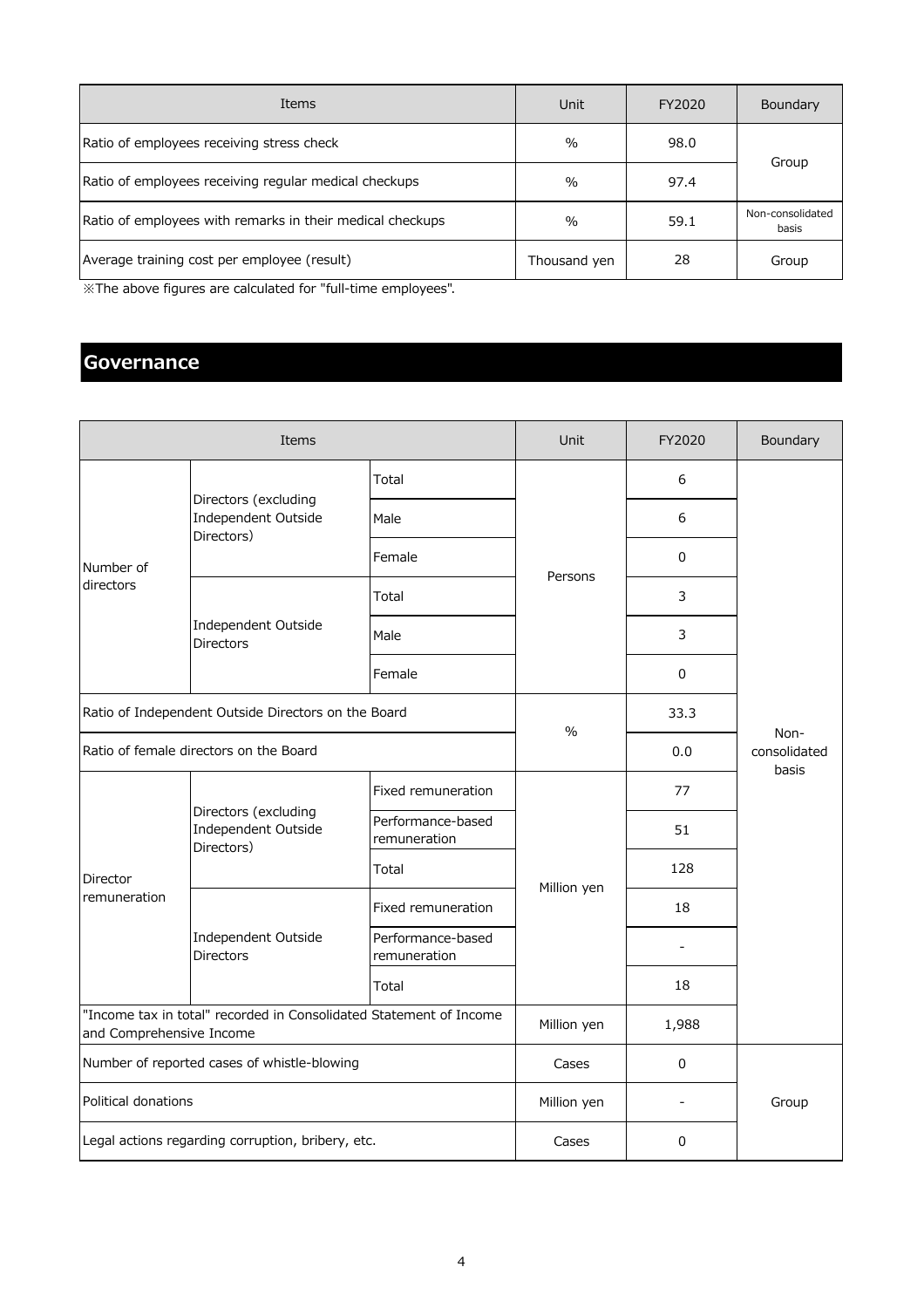| Items | Unit | FY2020 | Boundary |
|---|---|---|---|
| Ratio of employees receiving stress check | % | 98.0 | Group |
| Ratio of employees receiving regular medical checkups | % | 97.4 | |
| Ratio of employees with remarks in their medical checkups | % | 59.1 | Non-consolidated basis |
| Average training cost per employee (result) | Thousand yen | 28 | Group |

※The above figures are calculated for "full-time employees".

## Governance

| Items | | | Unit | FY2020 | Boundary |
|---|---|---|---|---|---|
| Number of directors | Directors (excluding Independent Outside Directors) | Total | Persons | 6 | Non-consolidated basis |
| | | Male | | 6 | |
| | | Female | | 0 | |
| | Independent Outside Directors | Total | | 3 | |
| | | Male | | 3 | |
| | | Female | | 0 | |
| Ratio of Independent Outside Directors on the Board | | | % | 33.3 | |
| Ratio of female directors on the Board | | | | 0.0 | |
| Director remuneration | Directors (excluding Independent Outside Directors) | Fixed remuneration | Million yen | 77 | |
| | | Performance-based remuneration | | 51 | |
| | | Total | | 128 | |
| | Independent Outside Directors | Fixed remuneration | | 18 | |
| | | Performance-based remuneration | | - | |
| | | Total | | 18 | |
| "Income tax in total" recorded in Consolidated Statement of Income and Comprehensive Income | | | Million yen | 1,988 | |
| Number of reported cases of whistle-blowing | | | Cases | 0 | Group |
| Political donations | | | Million yen | - | |
| Legal actions regarding corruption, bribery, etc. | | | Cases | 0 | |